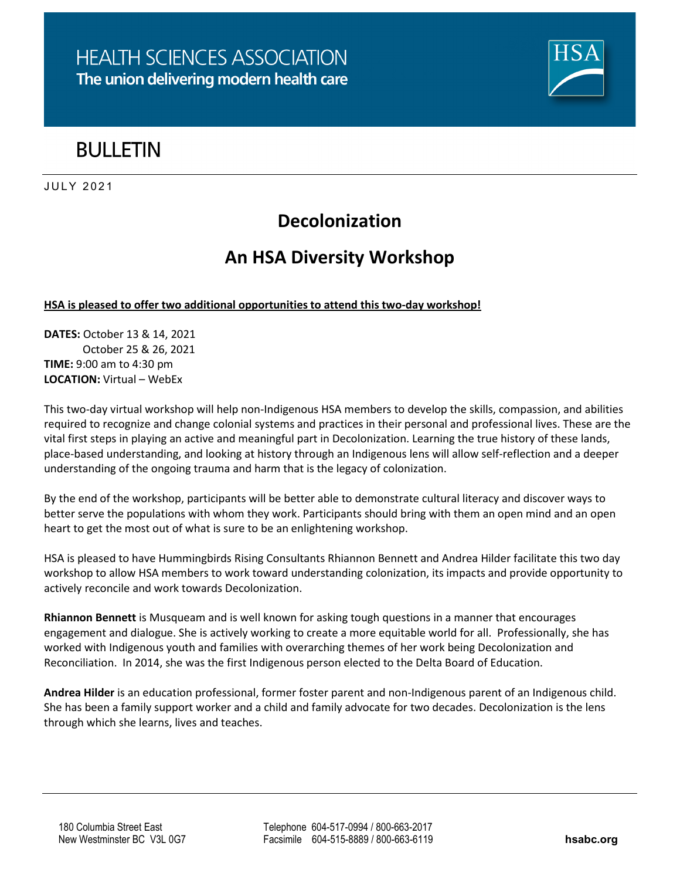HEALTH SCIENCES ASSOCIATION
**The union delivering modern health care**

# BULLETIN

JULY 2021

## Decolonization

## An HSA Diversity Workshop

**HSA is pleased to offer two additional opportunities to attend this two-day workshop!**

**DATES:** October 13 & 14, 2021
October 25 & 26, 2021
**TIME:** 9:00 am to 4:30 pm
**LOCATION:** Virtual – WebEx

This two-day virtual workshop will help non-Indigenous HSA members to develop the skills, compassion, and abilities required to recognize and change colonial systems and practices in their personal and professional lives. These are the vital first steps in playing an active and meaningful part in Decolonization. Learning the true history of these lands, place-based understanding, and looking at history through an Indigenous lens will allow self-reflection and a deeper understanding of the ongoing trauma and harm that is the legacy of colonization.

By the end of the workshop, participants will be better able to demonstrate cultural literacy and discover ways to better serve the populations with whom they work. Participants should bring with them an open mind and an open heart to get the most out of what is sure to be an enlightening workshop.

HSA is pleased to have Hummingbirds Rising Consultants Rhiannon Bennett and Andrea Hilder facilitate this two day workshop to allow HSA members to work toward understanding colonization, its impacts and provide opportunity to actively reconcile and work towards Decolonization.

**Rhiannon Bennett** is Musqueam and is well known for asking tough questions in a manner that encourages engagement and dialogue. She is actively working to create a more equitable world for all. Professionally, she has worked with Indigenous youth and families with overarching themes of her work being Decolonization and Reconciliation. In 2014, she was the first Indigenous person elected to the Delta Board of Education.

**Andrea Hilder** is an education professional, former foster parent and non-Indigenous parent of an Indigenous child. She has been a family support worker and a child and family advocate for two decades. Decolonization is the lens through which she learns, lives and teaches.

180 Columbia Street East
New Westminster BC V3L 0G7

Telephone 604-517-0994 / 800-663-2017
Facsimile 604-515-8889 / 800-663-6119

**hsabc.org**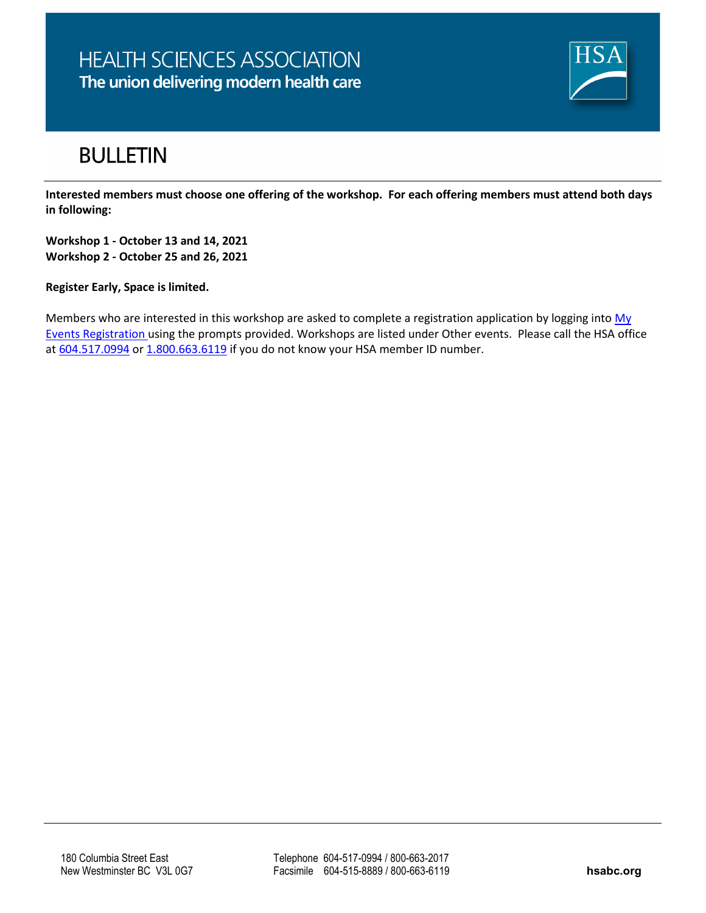**Interested members must choose one offering of the workshop. For each offering members must attend both days in following:**

**Workshop 1 - October 13 and 14, 2021**
**Workshop 2 - October 25 and 26, 2021**

**Register Early, Space is limited.**

Members who are interested in this workshop are asked to complete a registration application by logging into My Events Registration using the prompts provided. Workshops are listed under Other events. Please call the HSA office at 604.517.0994 or 1.800.663.6119 if you do not know your HSA member ID number.

180 Columbia Street East
New Westminster BC V3L 0G7

Telephone 604-517-0994 / 800-663-2017
Facsimile 604-515-8889 / 800-663-6119

hsabc.org